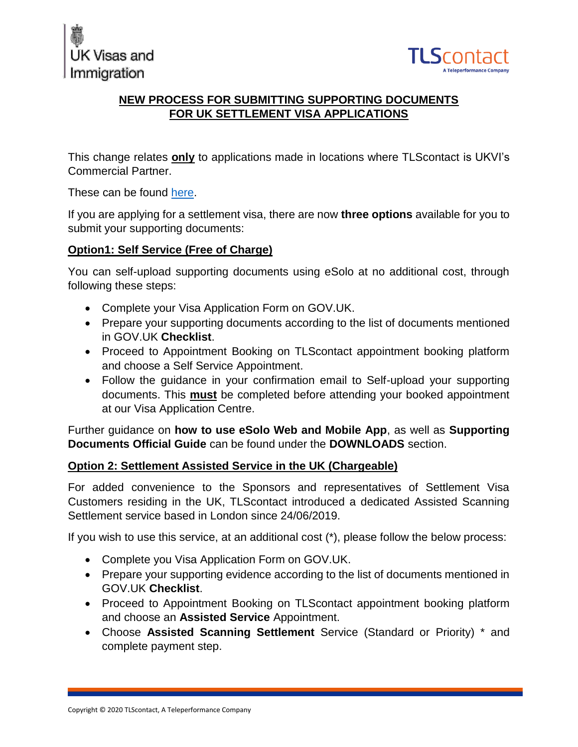UK Visas and Immigration

TLScontact
A Teleperformance Company

## NEW PROCESS FOR SUBMITTING SUPPORTING DOCUMENTS FOR UK SETTLEMENT VISA APPLICATIONS

This change relates **only** to applications made in locations where TLScontact is UKVI's Commercial Partner.

These can be found here.

If you are applying for a settlement visa, there are now **three options** available for you to submit your supporting documents:

### Option1: Self Service (Free of Charge)

You can self-upload supporting documents using eSolo at no additional cost, through following these steps:

- Complete your Visa Application Form on GOV.UK.
- Prepare your supporting documents according to the list of documents mentioned in GOV.UK **Checklist**.
- Proceed to Appointment Booking on TLScontact appointment booking platform and choose a Self Service Appointment.
- Follow the guidance in your confirmation email to Self-upload your supporting documents. This **must** be completed before attending your booked appointment at our Visa Application Centre.

Further guidance on **how to use eSolo Web and Mobile App**, as well as **Supporting Documents Official Guide** can be found under the **DOWNLOADS** section.

### Option 2: Settlement Assisted Service in the UK (Chargeable)

For added convenience to the Sponsors and representatives of Settlement Visa Customers residing in the UK, TLScontact introduced a dedicated Assisted Scanning Settlement service based in London since 24/06/2019.

If you wish to use this service, at an additional cost (*), please follow the below process:

- Complete you Visa Application Form on GOV.UK.
- Prepare your supporting evidence according to the list of documents mentioned in GOV.UK **Checklist**.
- Proceed to Appointment Booking on TLScontact appointment booking platform and choose an **Assisted Service** Appointment.
- Choose **Assisted Scanning Settlement** Service (Standard or Priority) * and complete payment step.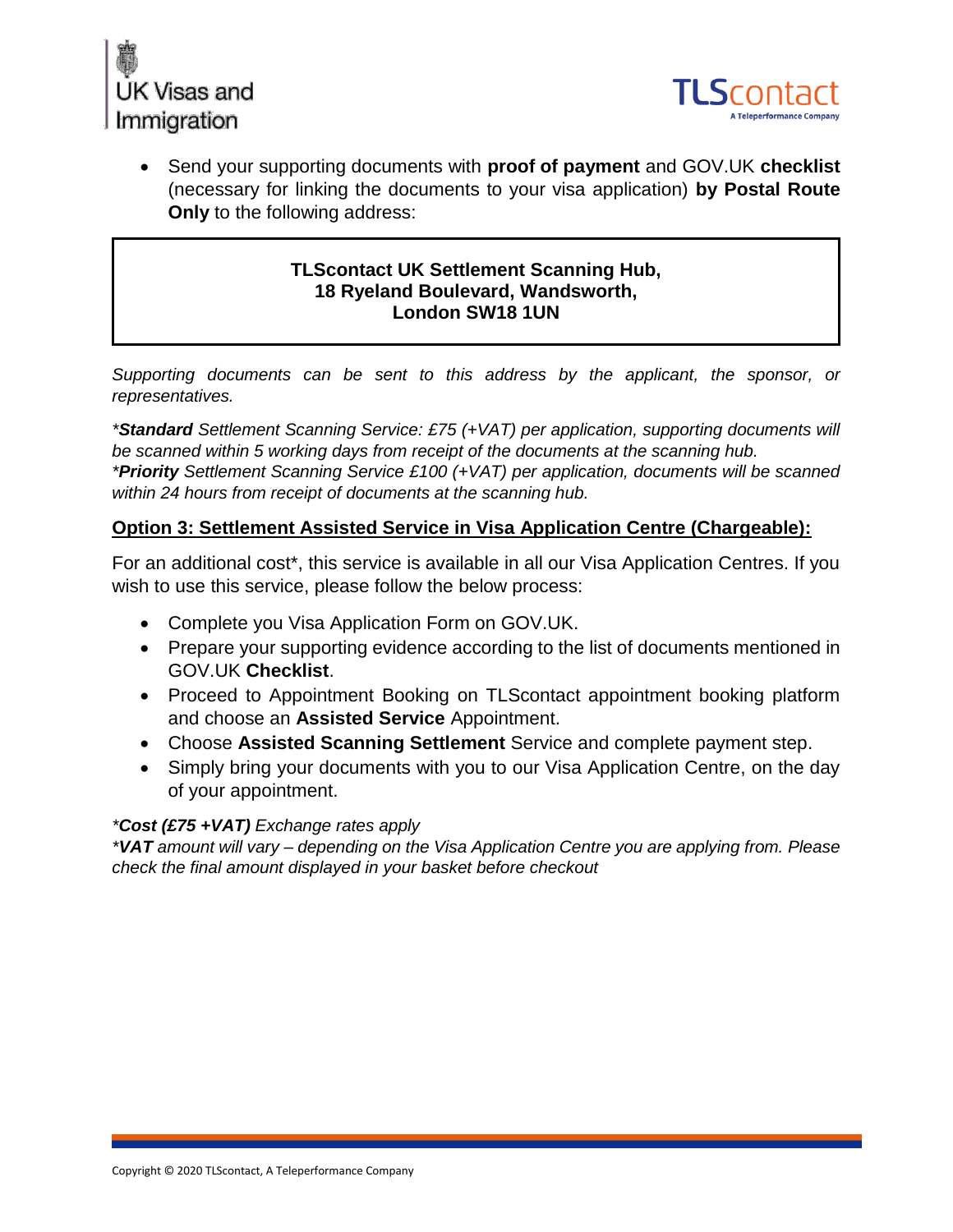- Send your supporting documents with **proof of payment** and GOV.UK **checklist** (necessary for linking the documents to your visa application) **by Postal Route Only** to the following address:

> **TLScontact UK Settlement Scanning Hub,**
> **18 Ryeland Boulevard, Wandsworth,**
> **London SW18 1UN**

*Supporting documents can be sent to this address by the applicant, the sponsor, or representatives.*

*\****Standard*** *Settlement Scanning Service: £75 (+VAT) per application, supporting documents will be scanned within 5 working days from receipt of the documents at the scanning hub.*
*\****Priority*** *Settlement Scanning Service £100 (+VAT) per application, documents will be scanned within 24 hours from receipt of documents at the scanning hub.*

## Option 3: Settlement Assisted Service in Visa Application Centre (Chargeable):

For an additional cost*, this service is available in all our Visa Application Centres. If you wish to use this service, please follow the below process:

- Complete you Visa Application Form on GOV.UK.
- Prepare your supporting evidence according to the list of documents mentioned in GOV.UK **Checklist**.
- Proceed to Appointment Booking on TLScontact appointment booking platform and choose an **Assisted Service** Appointment.
- Choose **Assisted Scanning Settlement** Service and complete payment step.
- Simply bring your documents with you to our Visa Application Centre, on the day of your appointment.

*\****Cost (£75 +VAT)*** *Exchange rates apply*
*\****VAT*** *amount will vary – depending on the Visa Application Centre you are applying from. Please check the final amount displayed in your basket before checkout*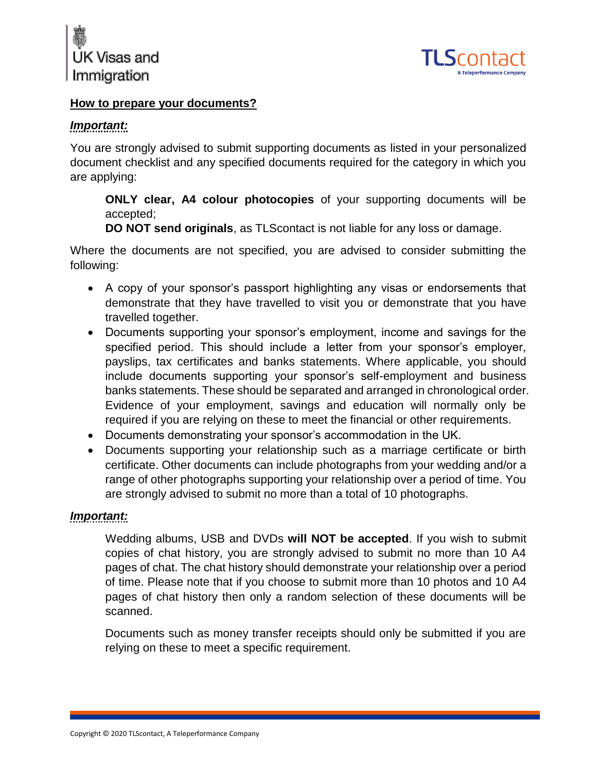**UK Visas and Immigration** **TLScontact** A Teleperformance Company

## How to prepare your documents?

***Important:***

You are strongly advised to submit supporting documents as listed in your personalized document checklist and any specified documents required for the category in which you are applying:

> **ONLY clear, A4 colour photocopies** of your supporting documents will be accepted;
> **DO NOT send originals**, as TLScontact is not liable for any loss or damage.

Where the documents are not specified, you are advised to consider submitting the following:

- A copy of your sponsor's passport highlighting any visas or endorsements that demonstrate that they have travelled to visit you or demonstrate that you have travelled together.
- Documents supporting your sponsor's employment, income and savings for the specified period. This should include a letter from your sponsor's employer, payslips, tax certificates and banks statements. Where applicable, you should include documents supporting your sponsor's self-employment and business banks statements. These should be separated and arranged in chronological order. Evidence of your employment, savings and education will normally only be required if you are relying on these to meet the financial or other requirements.
- Documents demonstrating your sponsor's accommodation in the UK.
- Documents supporting your relationship such as a marriage certificate or birth certificate. Other documents can include photographs from your wedding and/or a range of other photographs supporting your relationship over a period of time. You are strongly advised to submit no more than a total of 10 photographs.

***Important:***

> Wedding albums, USB and DVDs **will NOT be accepted**. If you wish to submit copies of chat history, you are strongly advised to submit no more than 10 A4 pages of chat. The chat history should demonstrate your relationship over a period of time. Please note that if you choose to submit more than 10 photos and 10 A4 pages of chat history then only a random selection of these documents will be scanned.
>
> Documents such as money transfer receipts should only be submitted if you are relying on these to meet a specific requirement.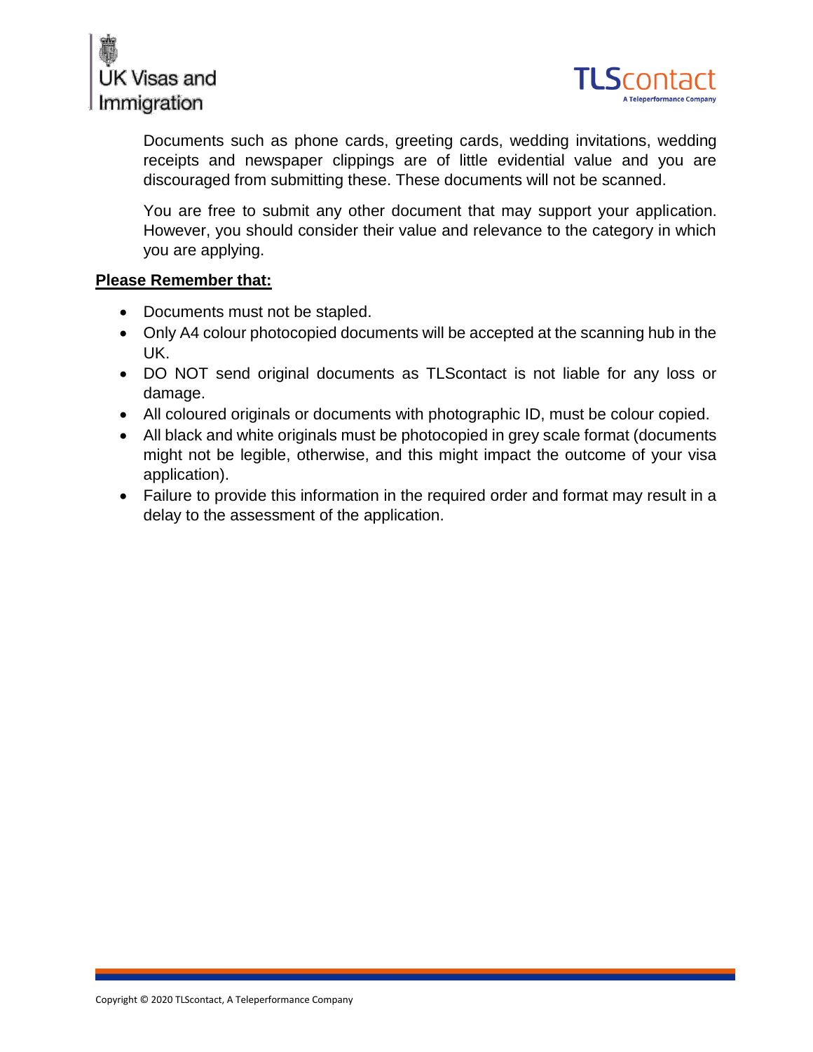Documents such as phone cards, greeting cards, wedding invitations, wedding receipts and newspaper clippings are of little evidential value and you are discouraged from submitting these. These documents will not be scanned.

You are free to submit any other document that may support your application. However, you should consider their value and relevance to the category in which you are applying.

**Please Remember that:**

- Documents must not be stapled.
- Only A4 colour photocopied documents will be accepted at the scanning hub in the UK.
- DO NOT send original documents as TLScontact is not liable for any loss or damage.
- All coloured originals or documents with photographic ID, must be colour copied.
- All black and white originals must be photocopied in grey scale format (documents might not be legible, otherwise, and this might impact the outcome of your visa application).
- Failure to provide this information in the required order and format may result in a delay to the assessment of the application.